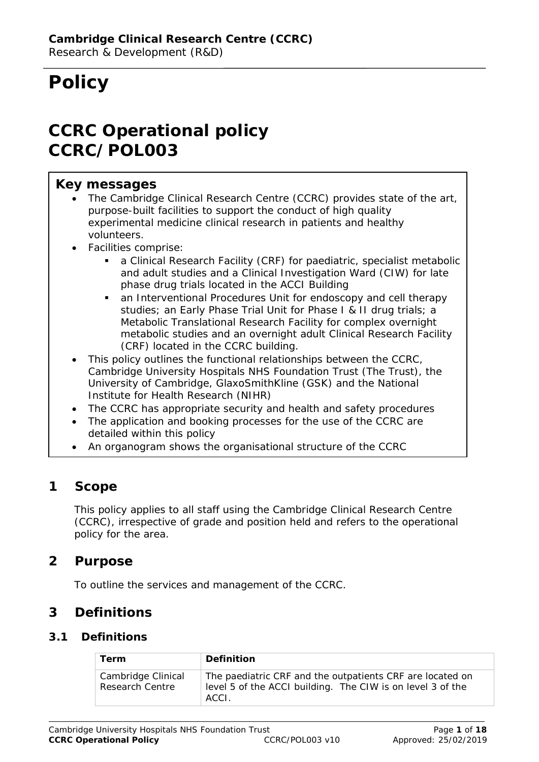**Cambridge Clinical Research Centre (CCRC)**
Research & Development (R&D)

# Policy

# CCRC Operational policy
# CCRC/POL003

## Key messages

- The Cambridge Clinical Research Centre (CCRC) provides state of the art, purpose-built facilities to support the conduct of high quality experimental medicine clinical research in patients and healthy volunteers.
- Facilities comprise:
  - a Clinical Research Facility (CRF) for paediatric, specialist metabolic and adult studies and a Clinical Investigation Ward (CIW) for late phase drug trials located in the ACCI Building
  - an Interventional Procedures Unit for endoscopy and cell therapy studies; an Early Phase Trial Unit for Phase I & II drug trials; a Metabolic Translational Research Facility for complex overnight metabolic studies and an overnight adult Clinical Research Facility (CRF) located in the CCRC building.
- This policy outlines the functional relationships between the CCRC, Cambridge University Hospitals NHS Foundation Trust (The Trust), the University of Cambridge, GlaxoSmithKline (GSK) and the National Institute for Health Research (NIHR)
- The CCRC has appropriate security and health and safety procedures
- The application and booking processes for the use of the CCRC are detailed within this policy
- An organogram shows the organisational structure of the CCRC

## 1 Scope

This policy applies to all staff using the Cambridge Clinical Research Centre (CCRC), irrespective of grade and position held and refers to the operational policy for the area.

## 2 Purpose

To outline the services and management of the CCRC.

## 3 Definitions

### 3.1 Definitions

| Term | Definition |
|---|---|
| Cambridge Clinical Research Centre | The paediatric CRF and the outpatients CRF are located on level 5 of the ACCI building. The CIW is on level 3 of the ACCI. |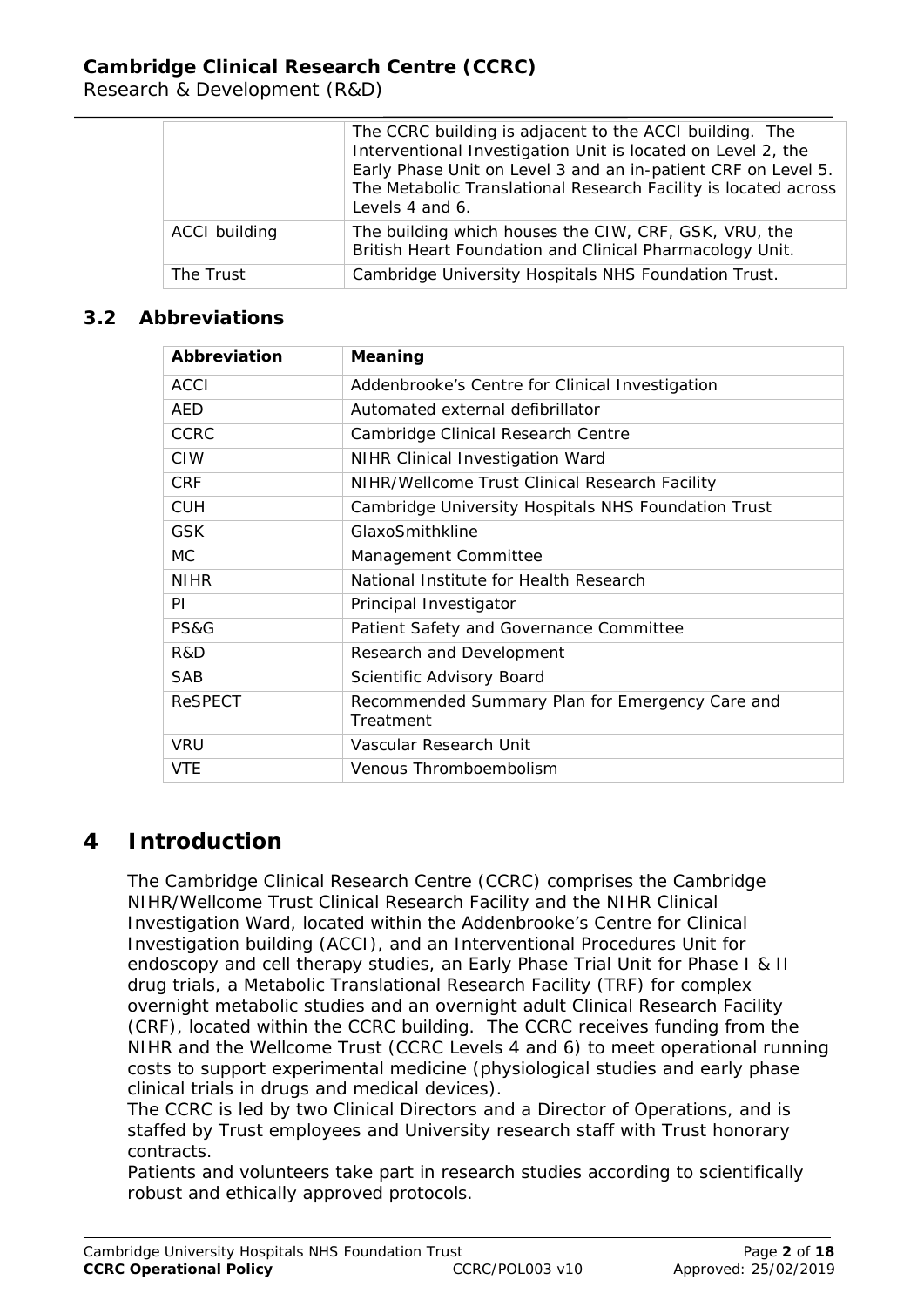|  |  |
|---|---|
|  | The CCRC building is adjacent to the ACCI building. The Interventional Investigation Unit is located on Level 2, the Early Phase Unit on Level 3 and an in-patient CRF on Level 5. The Metabolic Translational Research Facility is located across Levels 4 and 6. |
| ACCI building | The building which houses the CIW, CRF, GSK, VRU, the British Heart Foundation and Clinical Pharmacology Unit. |
| The Trust | Cambridge University Hospitals NHS Foundation Trust. |

### 3.2 Abbreviations

| Abbreviation | Meaning |
|---|---|
| ACCI | Addenbrooke's Centre for Clinical Investigation |
| AED | Automated external defibrillator |
| CCRC | Cambridge Clinical Research Centre |
| CIW | NIHR Clinical Investigation Ward |
| CRF | NIHR/Wellcome Trust Clinical Research Facility |
| CUH | Cambridge University Hospitals NHS Foundation Trust |
| GSK | GlaxoSmithkline |
| MC | Management Committee |
| NIHR | National Institute for Health Research |
| PI | Principal Investigator |
| PS&G | Patient Safety and Governance Committee |
| R&D | Research and Development |
| SAB | Scientific Advisory Board |
| ReSPECT | Recommended Summary Plan for Emergency Care and Treatment |
| VRU | Vascular Research Unit |
| VTE | Venous Thromboembolism |

# 4 Introduction

The Cambridge Clinical Research Centre (CCRC) comprises the Cambridge NIHR/Wellcome Trust Clinical Research Facility and the NIHR Clinical Investigation Ward, located within the Addenbrooke's Centre for Clinical Investigation building (ACCI), and an Interventional Procedures Unit for endoscopy and cell therapy studies, an Early Phase Trial Unit for Phase I & II drug trials, a Metabolic Translational Research Facility (TRF) for complex overnight metabolic studies and an overnight adult Clinical Research Facility (CRF), located within the CCRC building. The CCRC receives funding from the NIHR and the Wellcome Trust (CCRC Levels 4 and 6) to meet operational running costs to support experimental medicine (physiological studies and early phase clinical trials in drugs and medical devices).

The CCRC is led by two Clinical Directors and a Director of Operations, and is staffed by Trust employees and University research staff with Trust honorary contracts.

Patients and volunteers take part in research studies according to scientifically robust and ethically approved protocols.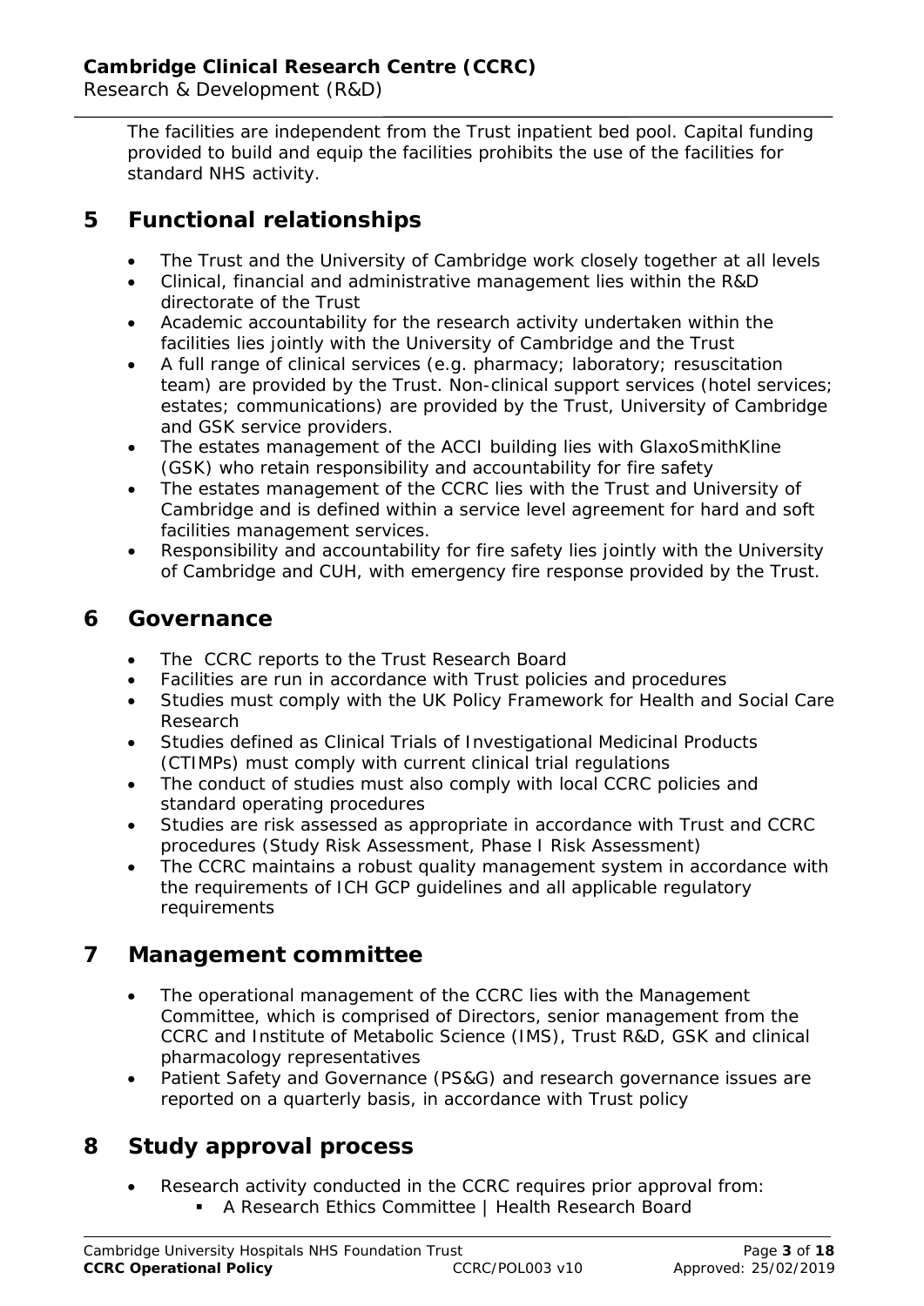The facilities are independent from the Trust inpatient bed pool. Capital funding provided to build and equip the facilities prohibits the use of the facilities for standard NHS activity.

## 5 Functional relationships

- The Trust and the University of Cambridge work closely together at all levels
- Clinical, financial and administrative management lies within the R&D directorate of the Trust
- Academic accountability for the research activity undertaken within the facilities lies jointly with the University of Cambridge and the Trust
- A full range of clinical services (e.g. pharmacy; laboratory; resuscitation team) are provided by the Trust. Non-clinical support services (hotel services; estates; communications) are provided by the Trust, University of Cambridge and GSK service providers.
- The estates management of the ACCI building lies with GlaxoSmithKline (GSK) who retain responsibility and accountability for fire safety
- The estates management of the CCRC lies with the Trust and University of Cambridge and is defined within a service level agreement for hard and soft facilities management services.
- Responsibility and accountability for fire safety lies jointly with the University of Cambridge and CUH, with emergency fire response provided by the Trust.

## 6 Governance

- The CCRC reports to the Trust Research Board
- Facilities are run in accordance with Trust policies and procedures
- Studies must comply with the UK Policy Framework for Health and Social Care Research
- Studies defined as Clinical Trials of Investigational Medicinal Products (CTIMPs) must comply with current clinical trial regulations
- The conduct of studies must also comply with local CCRC policies and standard operating procedures
- Studies are risk assessed as appropriate in accordance with Trust and CCRC procedures (Study Risk Assessment, Phase I Risk Assessment)
- The CCRC maintains a robust quality management system in accordance with the requirements of ICH GCP guidelines and all applicable regulatory requirements

## 7 Management committee

- The operational management of the CCRC lies with the Management Committee, which is comprised of Directors, senior management from the CCRC and Institute of Metabolic Science (IMS), Trust R&D, GSK and clinical pharmacology representatives
- Patient Safety and Governance (PS&G) and research governance issues are reported on a quarterly basis, in accordance with Trust policy

## 8 Study approval process

- Research activity conducted in the CCRC requires prior approval from:
  - A Research Ethics Committee | Health Research Board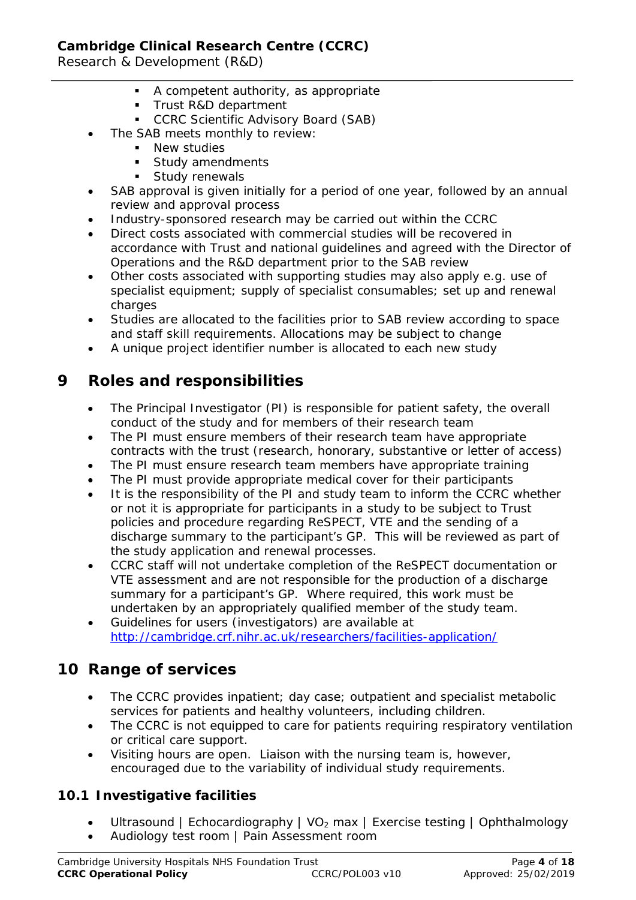- A competent authority, as appropriate
  - Trust R&D department
  - CCRC Scientific Advisory Board (SAB)
- The SAB meets monthly to review:
  - New studies
  - Study amendments
  - Study renewals
- SAB approval is given initially for a period of one year, followed by an annual review and approval process
- Industry-sponsored research may be carried out within the CCRC
- Direct costs associated with commercial studies will be recovered in accordance with Trust and national guidelines and agreed with the Director of Operations and the R&D department prior to the SAB review
- Other costs associated with supporting studies may also apply e.g. use of specialist equipment; supply of specialist consumables; set up and renewal charges
- Studies are allocated to the facilities prior to SAB review according to space and staff skill requirements. Allocations may be subject to change
- A unique project identifier number is allocated to each new study

# 9 Roles and responsibilities

- The Principal Investigator (PI) is responsible for patient safety, the overall conduct of the study and for members of their research team
- The PI must ensure members of their research team have appropriate contracts with the trust (research, honorary, substantive or letter of access)
- The PI must ensure research team members have appropriate training
- The PI must provide appropriate medical cover for their participants
- It is the responsibility of the PI and study team to inform the CCRC whether or not it is appropriate for participants in a study to be subject to Trust policies and procedure regarding ReSPECT, VTE and the sending of a discharge summary to the participant's GP. This will be reviewed as part of the study application and renewal processes.
- CCRC staff will not undertake completion of the ReSPECT documentation or VTE assessment and are not responsible for the production of a discharge summary for a participant's GP. Where required, this work must be undertaken by an appropriately qualified member of the study team.
- Guidelines for users (investigators) are available at http://cambridge.crf.nihr.ac.uk/researchers/facilities-application/

# 10 Range of services

- The CCRC provides inpatient; day case; outpatient and specialist metabolic services for patients and healthy volunteers, including children.
- The CCRC is not equipped to care for patients requiring respiratory ventilation or critical care support.
- Visiting hours are open. Liaison with the nursing team is, however, encouraged due to the variability of individual study requirements.

## 10.1 Investigative facilities

- Ultrasound | Echocardiography | $VO_2$ max | Exercise testing | Ophthalmology
- Audiology test room | Pain Assessment room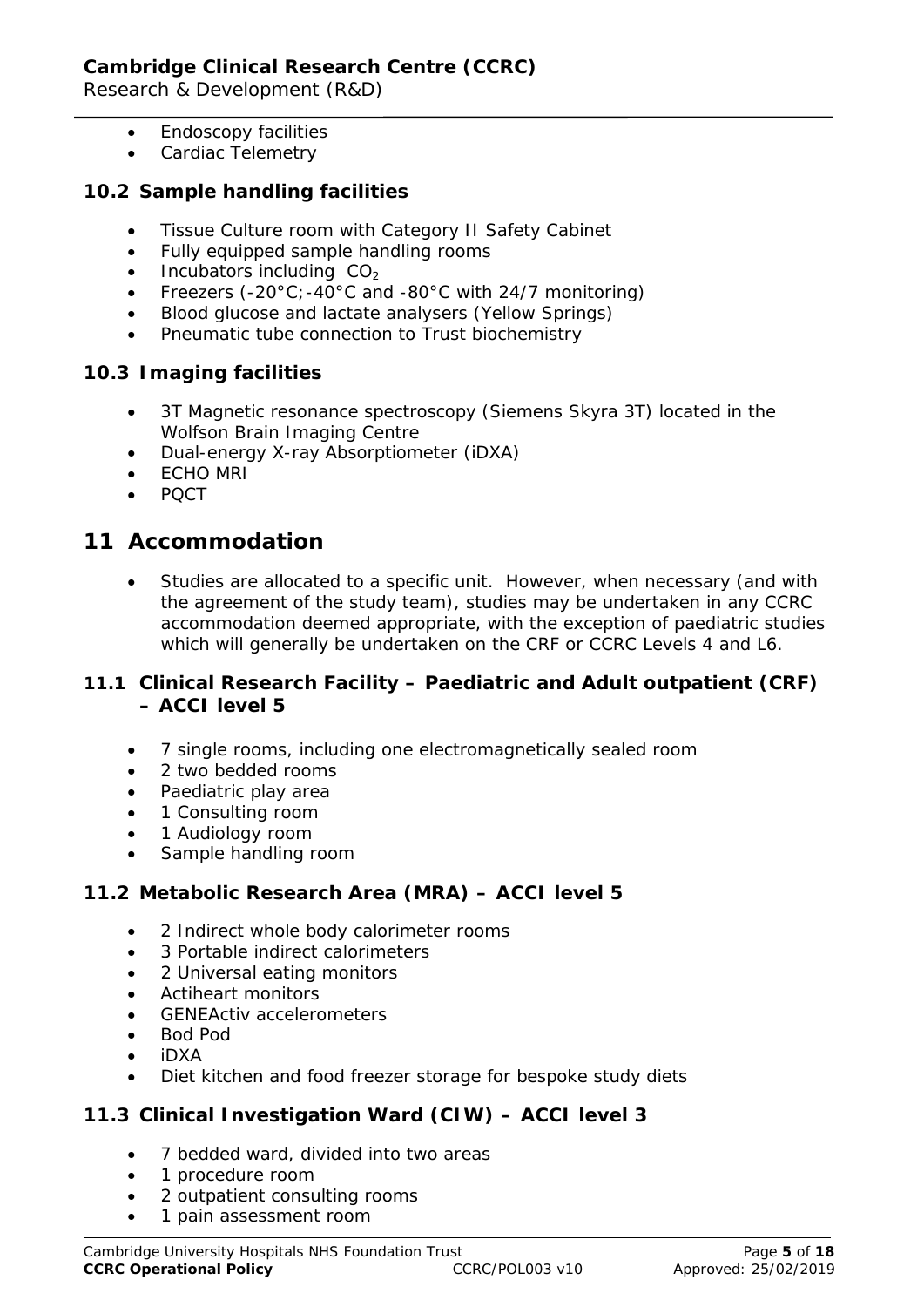- Endoscopy facilities
- Cardiac Telemetry

### 10.2 Sample handling facilities

- Tissue Culture room with Category II Safety Cabinet
- Fully equipped sample handling rooms
- Incubators including $CO_2$
- Freezers (-20°C;-40°C and -80°C with 24/7 monitoring)
- Blood glucose and lactate analysers (Yellow Springs)
- Pneumatic tube connection to Trust biochemistry

### 10.3 Imaging facilities

- 3T Magnetic resonance spectroscopy (Siemens Skyra 3T) located in the Wolfson Brain Imaging Centre
- Dual-energy X-ray Absorptiometer (iDXA)
- ECHO MRI
- PQCT

## 11 Accommodation

- Studies are allocated to a specific unit. However, when necessary (and with the agreement of the study team), studies may be undertaken in any CCRC accommodation deemed appropriate, with the exception of paediatric studies which will generally be undertaken on the CRF or CCRC Levels 4 and L6.

### 11.1 Clinical Research Facility – Paediatric and Adult outpatient (CRF) – ACCI level 5

- 7 single rooms, including one electromagnetically sealed room
- 2 two bedded rooms
- Paediatric play area
- 1 Consulting room
- 1 Audiology room
- Sample handling room

### 11.2 Metabolic Research Area (MRA) – ACCI level 5

- 2 Indirect whole body calorimeter rooms
- 3 Portable indirect calorimeters
- 2 Universal eating monitors
- Actiheart monitors
- GENEActiv accelerometers
- Bod Pod
- iDXA
- Diet kitchen and food freezer storage for bespoke study diets

### 11.3 Clinical Investigation Ward (CIW) – ACCI level 3

- 7 bedded ward, divided into two areas
- 1 procedure room
- 2 outpatient consulting rooms
- 1 pain assessment room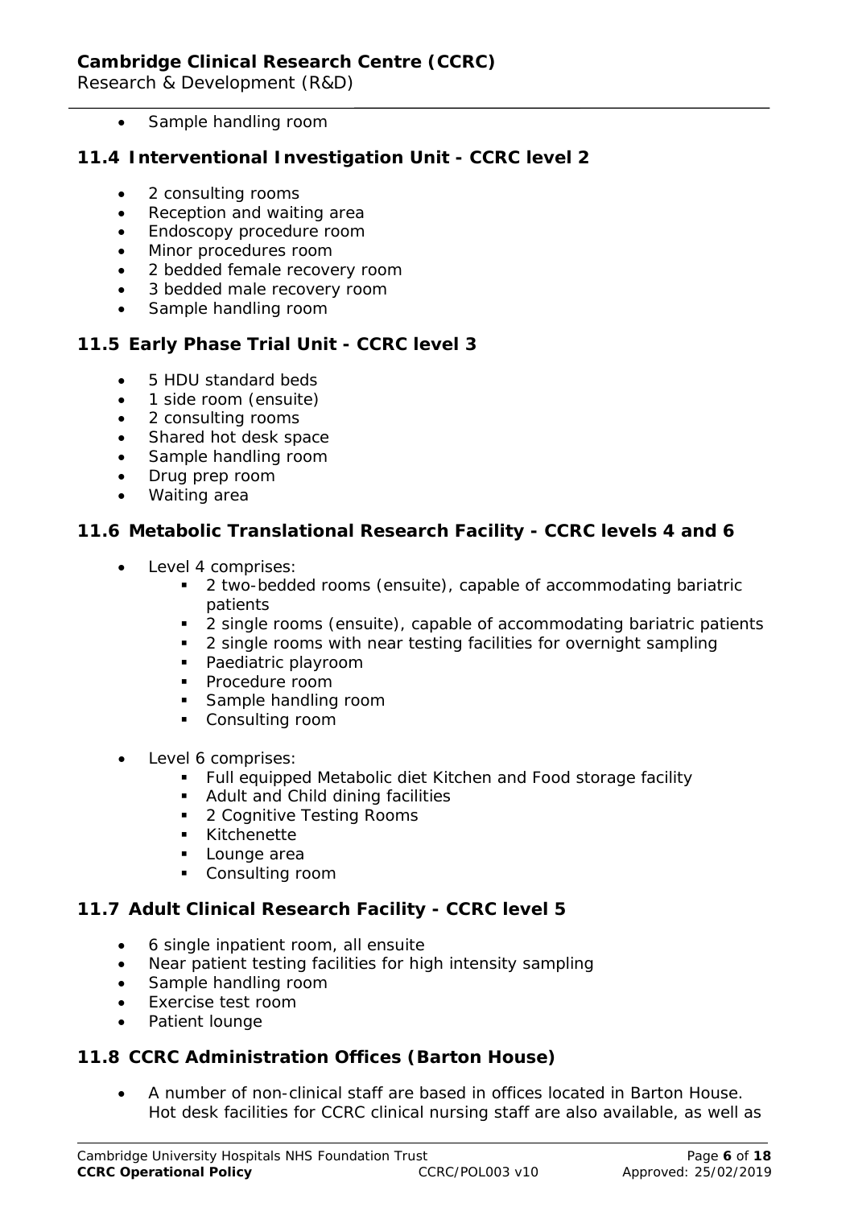- Sample handling room

### 11.4 Interventional Investigation Unit - CCRC level 2

- 2 consulting rooms
- Reception and waiting area
- Endoscopy procedure room
- Minor procedures room
- 2 bedded female recovery room
- 3 bedded male recovery room
- Sample handling room

### 11.5 Early Phase Trial Unit - CCRC level 3

- 5 HDU standard beds
- 1 side room (ensuite)
- 2 consulting rooms
- Shared hot desk space
- Sample handling room
- Drug prep room
- Waiting area

### 11.6 Metabolic Translational Research Facility - CCRC levels 4 and 6

- Level 4 comprises:
  - 2 two-bedded rooms (ensuite), capable of accommodating bariatric patients
  - 2 single rooms (ensuite), capable of accommodating bariatric patients
  - 2 single rooms with near testing facilities for overnight sampling
  - Paediatric playroom
  - Procedure room
  - Sample handling room
  - Consulting room

- Level 6 comprises:
  - Full equipped Metabolic diet Kitchen and Food storage facility
  - Adult and Child dining facilities
  - 2 Cognitive Testing Rooms
  - Kitchenette
  - Lounge area
  - Consulting room

### 11.7 Adult Clinical Research Facility - CCRC level 5

- 6 single inpatient room, all ensuite
- Near patient testing facilities for high intensity sampling
- Sample handling room
- Exercise test room
- Patient lounge

### 11.8 CCRC Administration Offices (Barton House)

- A number of non-clinical staff are based in offices located in Barton House. Hot desk facilities for CCRC clinical nursing staff are also available, as well as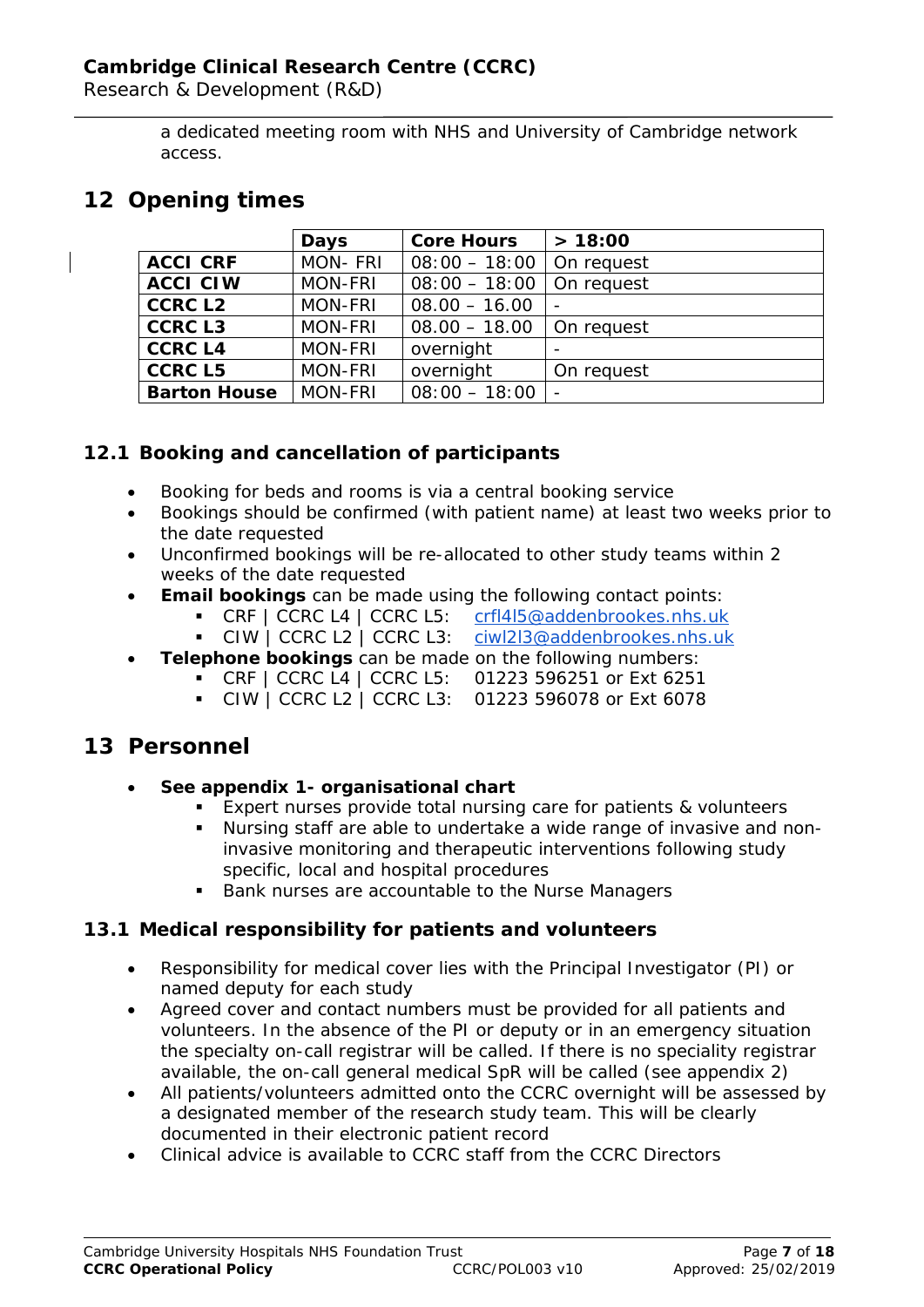a dedicated meeting room with NHS and University of Cambridge network access.

# 12 Opening times

| | Days | Core Hours | > 18:00 |
|---|---|---|---|
| **ACCI CRF** | MON- FRI | 08:00 – 18:00 | On request |
| **ACCI CIW** | MON-FRI | 08:00 – 18:00 | On request |
| **CCRC L2** | MON-FRI | 08.00 – 16.00 | - |
| **CCRC L3** | MON-FRI | 08.00 – 18.00 | On request |
| **CCRC L4** | MON-FRI | overnight | - |
| **CCRC L5** | MON-FRI | overnight | On request |
| **Barton House** | MON-FRI | 08:00 – 18:00 | - |

## 12.1 Booking and cancellation of participants

- Booking for beds and rooms is via a central booking service
- Bookings should be confirmed (with patient name) at least two weeks prior to the date requested
- Unconfirmed bookings will be re-allocated to other study teams within 2 weeks of the date requested
- **Email bookings** can be made using the following contact points:
  - CRF | CCRC L4 | CCRC L5: crfl4l5@addenbrookes.nhs.uk
  - CIW | CCRC L2 | CCRC L3: ciwl2l3@addenbrookes.nhs.uk
- **Telephone bookings** can be made on the following numbers:
  - CRF | CCRC L4 | CCRC L5: 01223 596251 or Ext 6251
  - CIW | CCRC L2 | CCRC L3: 01223 596078 or Ext 6078

# 13 Personnel

- **See appendix 1- organisational chart**
  - Expert nurses provide total nursing care for patients & volunteers
  - Nursing staff are able to undertake a wide range of invasive and non-invasive monitoring and therapeutic interventions following study specific, local and hospital procedures
  - Bank nurses are accountable to the Nurse Managers

## 13.1 Medical responsibility for patients and volunteers

- Responsibility for medical cover lies with the Principal Investigator (PI) or named deputy for each study
- Agreed cover and contact numbers must be provided for all patients and volunteers. In the absence of the PI or deputy or in an emergency situation the specialty on-call registrar will be called. If there is no speciality registrar available, the on-call general medical SpR will be called (see appendix 2)
- All patients/volunteers admitted onto the CCRC overnight will be assessed by a designated member of the research study team. This will be clearly documented in their electronic patient record
- Clinical advice is available to CCRC staff from the CCRC Directors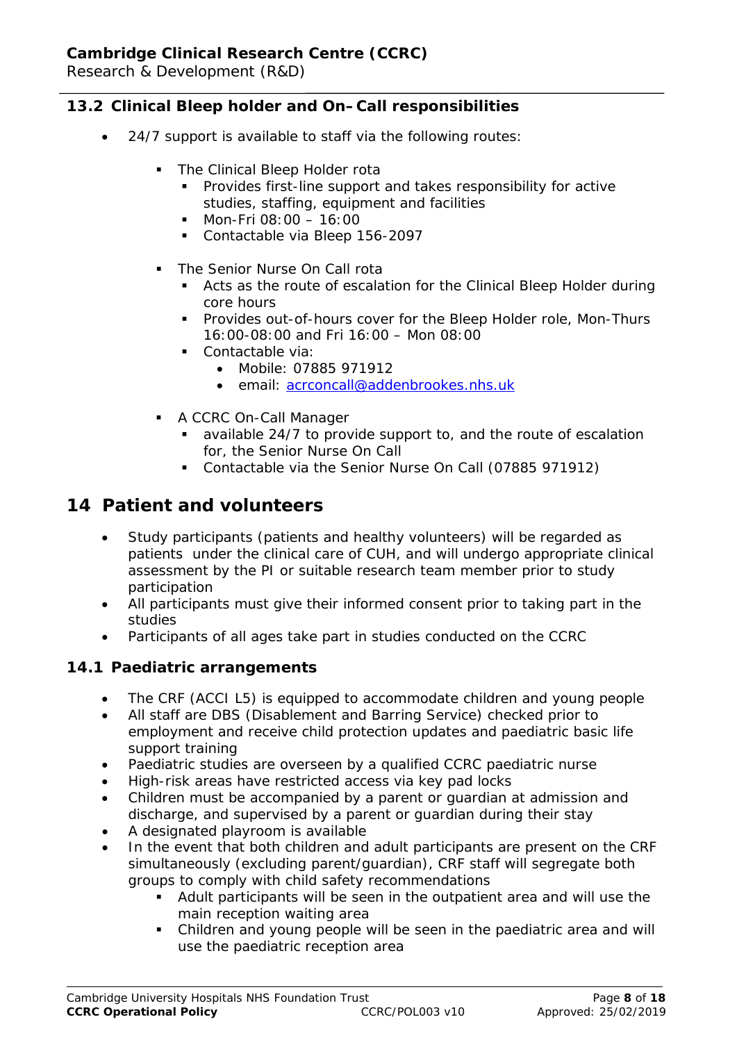### 13.2 Clinical Bleep holder and On–Call responsibilities

- 24/7 support is available to staff via the following routes:
  - The Clinical Bleep Holder rota
    - Provides first-line support and takes responsibility for active studies, staffing, equipment and facilities
    - Mon-Fri 08:00 – 16:00
    - Contactable via Bleep 156-2097
  - The Senior Nurse On Call rota
    - Acts as the route of escalation for the Clinical Bleep Holder during core hours
    - Provides out-of-hours cover for the Bleep Holder role, Mon-Thurs 16:00-08:00 and Fri 16:00 – Mon 08:00
    - Contactable via:
      - Mobile: 07885 971912
      - email: acrconcall@addenbrookes.nhs.uk
  - A CCRC On-Call Manager
    - available 24/7 to provide support to, and the route of escalation for, the Senior Nurse On Call
    - Contactable via the Senior Nurse On Call (07885 971912)

## 14 Patient and volunteers

- Study participants (patients and healthy volunteers) will be regarded as patients under the clinical care of CUH, and will undergo appropriate clinical assessment by the PI or suitable research team member prior to study participation
- All participants must give their informed consent prior to taking part in the studies
- Participants of all ages take part in studies conducted on the CCRC

### 14.1 Paediatric arrangements

- The CRF (ACCI L5) is equipped to accommodate children and young people
- All staff are DBS (Disablement and Barring Service) checked prior to employment and receive child protection updates and paediatric basic life support training
- Paediatric studies are overseen by a qualified CCRC paediatric nurse
- High-risk areas have restricted access via key pad locks
- Children must be accompanied by a parent or guardian at admission and discharge, and supervised by a parent or guardian during their stay
- A designated playroom is available
- In the event that both children and adult participants are present on the CRF simultaneously (excluding parent/guardian), CRF staff will segregate both groups to comply with child safety recommendations
  - Adult participants will be seen in the outpatient area and will use the main reception waiting area
  - Children and young people will be seen in the paediatric area and will use the paediatric reception area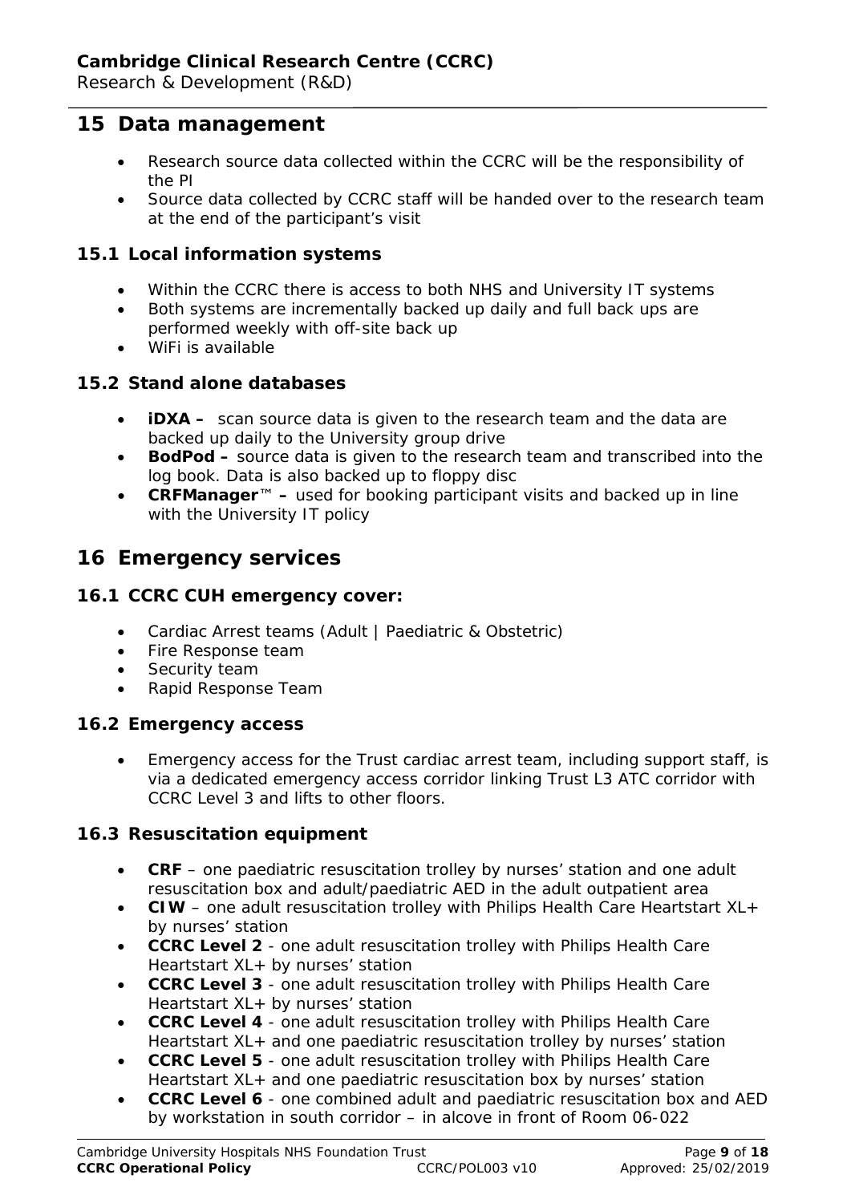## 15 Data management

- Research source data collected within the CCRC will be the responsibility of the PI
- Source data collected by CCRC staff will be handed over to the research team at the end of the participant's visit

### 15.1 Local information systems

- Within the CCRC there is access to both NHS and University IT systems
- Both systems are incrementally backed up daily and full back ups are performed weekly with off-site back up
- WiFi is available

### 15.2 Stand alone databases

- **iDXA –** scan source data is given to the research team and the data are backed up daily to the University group drive
- **BodPod –** source data is given to the research team and transcribed into the log book. Data is also backed up to floppy disc
- **CRFManager™ –** used for booking participant visits and backed up in line with the University IT policy

## 16 Emergency services

### 16.1 CCRC CUH emergency cover:

- Cardiac Arrest teams (Adult | Paediatric & Obstetric)
- Fire Response team
- Security team
- Rapid Response Team

### 16.2 Emergency access

- Emergency access for the Trust cardiac arrest team, including support staff, is via a dedicated emergency access corridor linking Trust L3 ATC corridor with CCRC Level 3 and lifts to other floors.

### 16.3 Resuscitation equipment

- **CRF** – one paediatric resuscitation trolley by nurses' station and one adult resuscitation box and adult/paediatric AED in the adult outpatient area
- **CIW** – one adult resuscitation trolley with Philips Health Care Heartstart XL+ by nurses' station
- **CCRC Level 2** - one adult resuscitation trolley with Philips Health Care Heartstart XL+ by nurses' station
- **CCRC Level 3** - one adult resuscitation trolley with Philips Health Care Heartstart XL+ by nurses' station
- **CCRC Level 4** - one adult resuscitation trolley with Philips Health Care Heartstart XL+ and one paediatric resuscitation trolley by nurses' station
- **CCRC Level 5** - one adult resuscitation trolley with Philips Health Care Heartstart XL+ and one paediatric resuscitation box by nurses' station
- **CCRC Level 6** - one combined adult and paediatric resuscitation box and AED by workstation in south corridor – in alcove in front of Room 06-022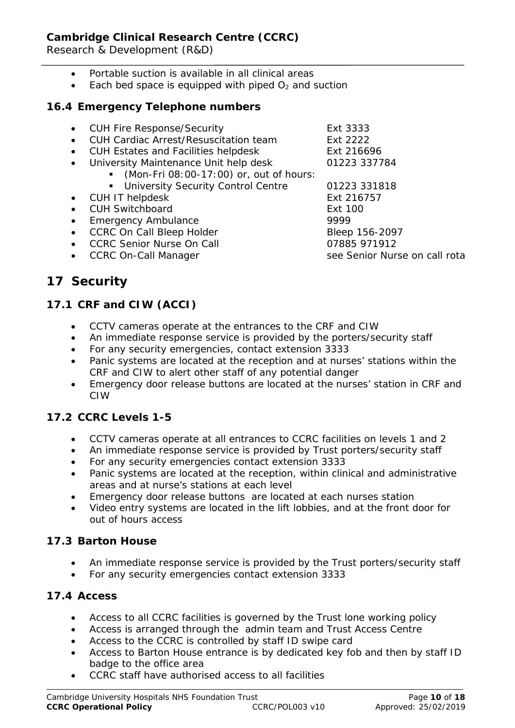- Portable suction is available in all clinical areas
- Each bed space is equipped with piped $O_2$ and suction

### 16.4 Emergency Telephone numbers

- CUH Fire Response/Security — Ext 3333
- CUH Cardiac Arrest/Resuscitation team — Ext 2222
- CUH Estates and Facilities helpdesk — Ext 216696
- University Maintenance Unit help desk — 01223 337784
    - (Mon-Fri 08:00-17:00) or, out of hours:
    - University Security Control Centre — 01223 331818
- CUH IT helpdesk — Ext 216757
- CUH Switchboard — Ext 100
- Emergency Ambulance — 9999
- CCRC On Call Bleep Holder — Bleep 156-2097
- CCRC Senior Nurse On Call — 07885 971912
- CCRC On-Call Manager — see Senior Nurse on call rota

## 17 Security

### 17.1 CRF and CIW (ACCI)

- CCTV cameras operate at the entrances to the CRF and CIW
- An immediate response service is provided by the porters/security staff
- For any security emergencies, contact extension 3333
- Panic systems are located at the reception and at nurses' stations within the CRF and CIW to alert other staff of any potential danger
- Emergency door release buttons are located at the nurses' station in CRF and CIW

### 17.2 CCRC Levels 1-5

- CCTV cameras operate at all entrances to CCRC facilities on levels 1 and 2
- An immediate response service is provided by Trust porters/security staff
- For any security emergencies contact extension 3333
- Panic systems are located at the reception, within clinical and administrative areas and at nurse's stations at each level
- Emergency door release buttons are located at each nurses station
- Video entry systems are located in the lift lobbies, and at the front door for out of hours access

### 17.3 Barton House

- An immediate response service is provided by the Trust porters/security staff
- For any security emergencies contact extension 3333

### 17.4 Access

- Access to all CCRC facilities is governed by the Trust lone working policy
- Access is arranged through the admin team and Trust Access Centre
- Access to the CCRC is controlled by staff ID swipe card
- Access to Barton House entrance is by dedicated key fob and then by staff ID badge to the office area
- CCRC staff have authorised access to all facilities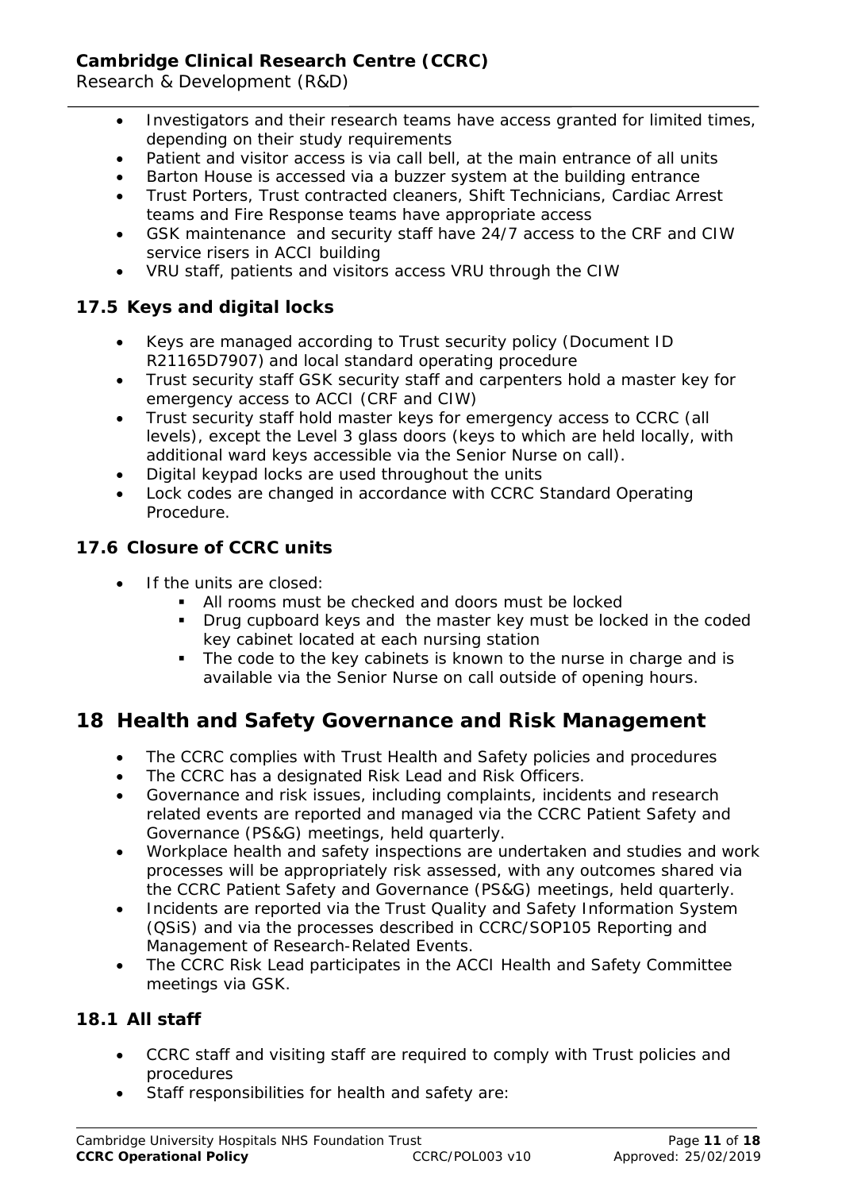- Investigators and their research teams have access granted for limited times, depending on their study requirements
- Patient and visitor access is via call bell, at the main entrance of all units
- Barton House is accessed via a buzzer system at the building entrance
- Trust Porters, Trust contracted cleaners, Shift Technicians, Cardiac Arrest teams and Fire Response teams have appropriate access
- GSK maintenance and security staff have 24/7 access to the CRF and CIW service risers in ACCI building
- VRU staff, patients and visitors access VRU through the CIW

### 17.5 Keys and digital locks

- Keys are managed according to Trust security policy (Document ID R21165D7907) and local standard operating procedure
- Trust security staff GSK security staff and carpenters hold a master key for emergency access to ACCI (CRF and CIW)
- Trust security staff hold master keys for emergency access to CCRC (all levels), except the Level 3 glass doors (keys to which are held locally, with additional ward keys accessible via the Senior Nurse on call).
- Digital keypad locks are used throughout the units
- Lock codes are changed in accordance with CCRC Standard Operating Procedure.

### 17.6 Closure of CCRC units

- If the units are closed:
  - All rooms must be checked and doors must be locked
  - Drug cupboard keys and the master key must be locked in the coded key cabinet located at each nursing station
  - The code to the key cabinets is known to the nurse in charge and is available via the Senior Nurse on call outside of opening hours.

## 18 Health and Safety Governance and Risk Management

- The CCRC complies with Trust Health and Safety policies and procedures
- The CCRC has a designated Risk Lead and Risk Officers.
- Governance and risk issues, including complaints, incidents and research related events are reported and managed via the CCRC Patient Safety and Governance (PS&G) meetings, held quarterly.
- Workplace health and safety inspections are undertaken and studies and work processes will be appropriately risk assessed, with any outcomes shared via the CCRC Patient Safety and Governance (PS&G) meetings, held quarterly.
- Incidents are reported via the Trust Quality and Safety Information System (QSiS) and via the processes described in CCRC/SOP105 Reporting and Management of Research-Related Events.
- The CCRC Risk Lead participates in the ACCI Health and Safety Committee meetings via GSK.

### 18.1 All staff

- CCRC staff and visiting staff are required to comply with Trust policies and procedures
- Staff responsibilities for health and safety are: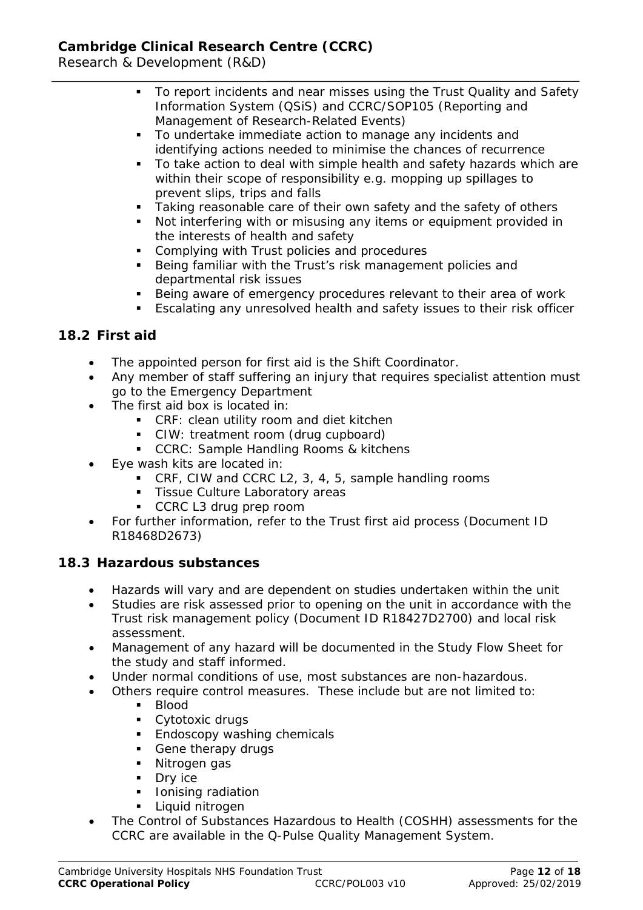- To report incidents and near misses using the Trust Quality and Safety Information System (QSiS) and CCRC/SOP105 (Reporting and Management of Research-Related Events)
- To undertake immediate action to manage any incidents and identifying actions needed to minimise the chances of recurrence
- To take action to deal with simple health and safety hazards which are within their scope of responsibility e.g. mopping up spillages to prevent slips, trips and falls
- Taking reasonable care of their own safety and the safety of others
- Not interfering with or misusing any items or equipment provided in the interests of health and safety
- Complying with Trust policies and procedures
- Being familiar with the Trust's risk management policies and departmental risk issues
- Being aware of emergency procedures relevant to their area of work
- Escalating any unresolved health and safety issues to their risk officer

## 18.2 First aid

- The appointed person for first aid is the Shift Coordinator.
- Any member of staff suffering an injury that requires specialist attention must go to the Emergency Department
- The first aid box is located in:
  - CRF: clean utility room and diet kitchen
  - CIW: treatment room (drug cupboard)
  - CCRC: Sample Handling Rooms & kitchens
- Eye wash kits are located in:
  - CRF, CIW and CCRC L2, 3, 4, 5, sample handling rooms
  - Tissue Culture Laboratory areas
  - CCRC L3 drug prep room
- For further information, refer to the Trust first aid process (Document ID R18468D2673)

## 18.3 Hazardous substances

- Hazards will vary and are dependent on studies undertaken within the unit
- Studies are risk assessed prior to opening on the unit in accordance with the Trust risk management policy (Document ID R18427D2700) and local risk assessment.
- Management of any hazard will be documented in the Study Flow Sheet for the study and staff informed.
- Under normal conditions of use, most substances are non-hazardous.
- Others require control measures. These include but are not limited to:
  - Blood
  - Cytotoxic drugs
  - Endoscopy washing chemicals
  - Gene therapy drugs
  - Nitrogen gas
  - Dry ice
  - Ionising radiation
  - Liquid nitrogen
- The Control of Substances Hazardous to Health (COSHH) assessments for the CCRC are available in the Q-Pulse Quality Management System.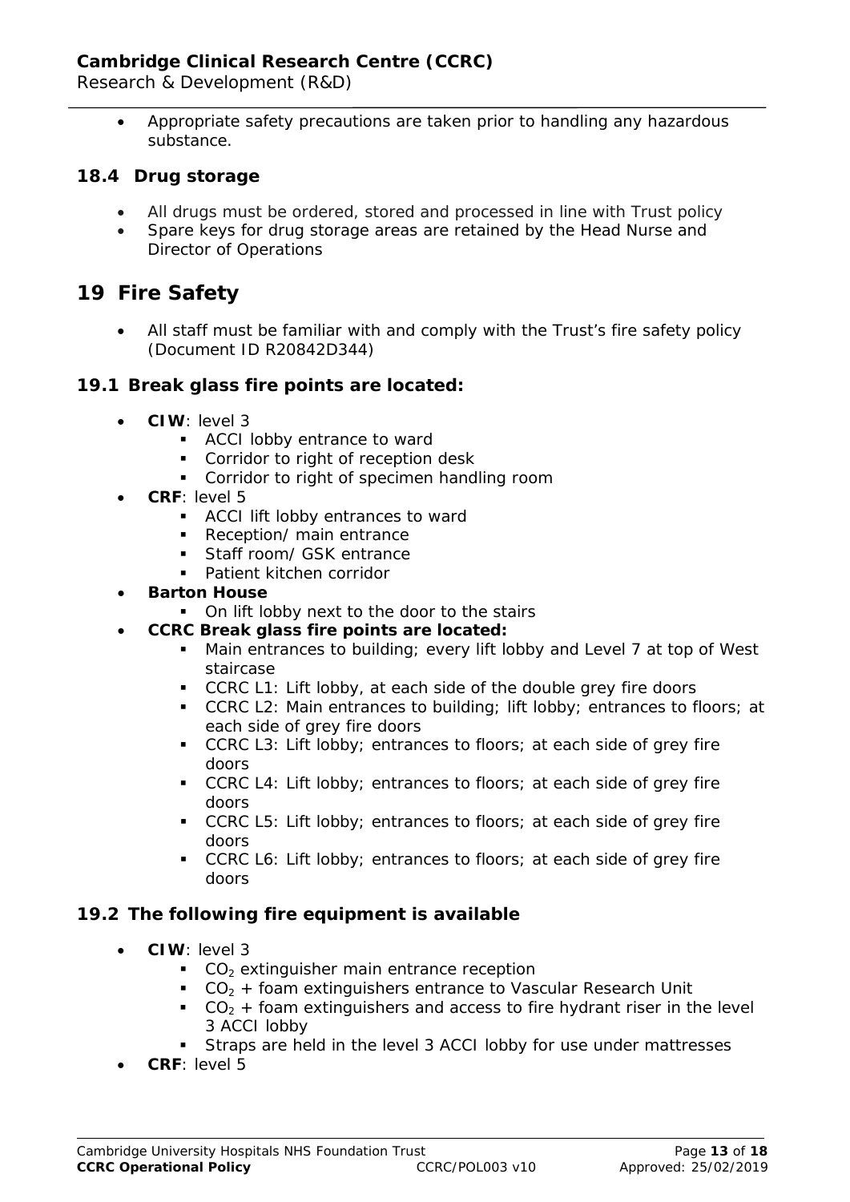- Appropriate safety precautions are taken prior to handling any hazardous substance.

### 18.4 Drug storage

- All drugs must be ordered, stored and processed in line with Trust policy
- Spare keys for drug storage areas are retained by the Head Nurse and Director of Operations

## 19 Fire Safety

- All staff must be familiar with and comply with the Trust's fire safety policy (Document ID R20842D344)

### 19.1 Break glass fire points are located:

- **CIW**: level 3
    - ACCI lobby entrance to ward
    - Corridor to right of reception desk
    - Corridor to right of specimen handling room
- **CRF**: level 5
    - ACCI lift lobby entrances to ward
    - Reception/ main entrance
    - Staff room/ GSK entrance
    - Patient kitchen corridor
- **Barton House**
    - On lift lobby next to the door to the stairs
- **CCRC Break glass fire points are located:**
    - Main entrances to building; every lift lobby and Level 7 at top of West staircase
    - CCRC L1: Lift lobby, at each side of the double grey fire doors
    - CCRC L2: Main entrances to building; lift lobby; entrances to floors; at each side of grey fire doors
    - CCRC L3: Lift lobby; entrances to floors; at each side of grey fire doors
    - CCRC L4: Lift lobby; entrances to floors; at each side of grey fire doors
    - CCRC L5: Lift lobby; entrances to floors; at each side of grey fire doors
    - CCRC L6: Lift lobby; entrances to floors; at each side of grey fire doors

### 19.2 The following fire equipment is available

- **CIW**: level 3
    - $CO_2$ extinguisher main entrance reception
    - $CO_2$ + foam extinguishers entrance to Vascular Research Unit
    - $CO_2$ + foam extinguishers and access to fire hydrant riser in the level 3 ACCI lobby
    - Straps are held in the level 3 ACCI lobby for use under mattresses
- **CRF**: level 5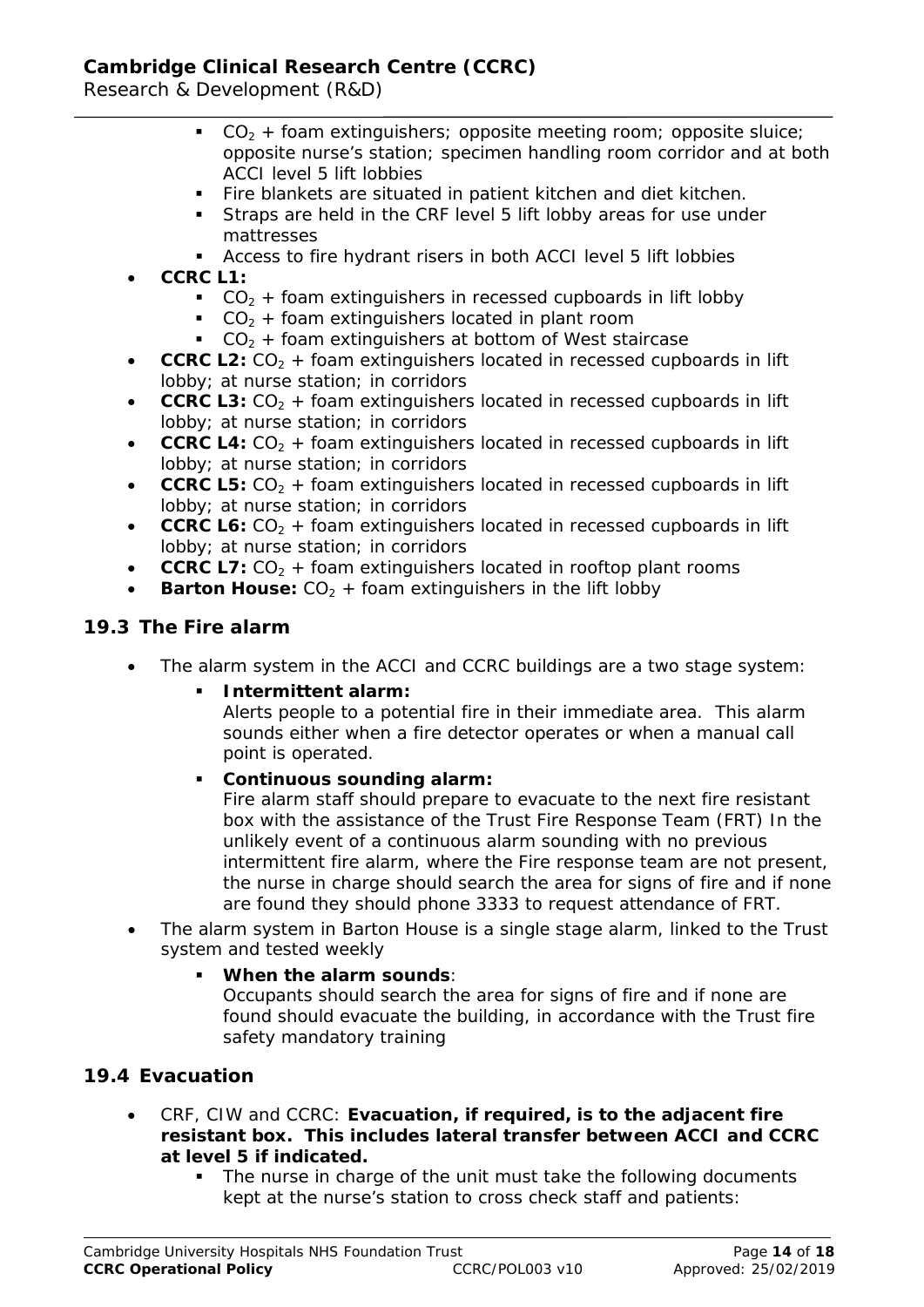- $CO_2$ + foam extinguishers; opposite meeting room; opposite sluice; opposite nurse's station; specimen handling room corridor and at both ACCI level 5 lift lobbies
  - Fire blankets are situated in patient kitchen and diet kitchen.
  - Straps are held in the CRF level 5 lift lobby areas for use under mattresses
  - Access to fire hydrant risers in both ACCI level 5 lift lobbies
- **CCRC L1:**
  - $CO_2$ + foam extinguishers in recessed cupboards in lift lobby
  - $CO_2$ + foam extinguishers located in plant room
  - $CO_2$ + foam extinguishers at bottom of West staircase
- **CCRC L2:** $CO_2$ + foam extinguishers located in recessed cupboards in lift lobby; at nurse station; in corridors
- **CCRC L3:** $CO_2$ + foam extinguishers located in recessed cupboards in lift lobby; at nurse station; in corridors
- **CCRC L4:** $CO_2$ + foam extinguishers located in recessed cupboards in lift lobby; at nurse station; in corridors
- **CCRC L5:** $CO_2$ + foam extinguishers located in recessed cupboards in lift lobby; at nurse station; in corridors
- **CCRC L6:** $CO_2$ + foam extinguishers located in recessed cupboards in lift lobby; at nurse station; in corridors
- **CCRC L7:** $CO_2$ + foam extinguishers located in rooftop plant rooms
- **Barton House:** $CO_2$ + foam extinguishers in the lift lobby

## 19.3 The Fire alarm

- The alarm system in the ACCI and CCRC buildings are a two stage system:
  - **Intermittent alarm:**
    Alerts people to a potential fire in their immediate area. This alarm sounds either when a fire detector operates or when a manual call point is operated.
  - **Continuous sounding alarm:**
    Fire alarm staff should prepare to evacuate to the next fire resistant box with the assistance of the Trust Fire Response Team (FRT) In the unlikely event of a continuous alarm sounding with no previous intermittent fire alarm, where the Fire response team are not present, the nurse in charge should search the area for signs of fire and if none are found they should phone 3333 to request attendance of FRT.
- The alarm system in Barton House is a single stage alarm, linked to the Trust system and tested weekly
  - **When the alarm sounds**:
    Occupants should search the area for signs of fire and if none are found should evacuate the building, in accordance with the Trust fire safety mandatory training

## 19.4 Evacuation

- CRF, CIW and CCRC: **Evacuation, if required, is to the adjacent fire resistant box. This includes lateral transfer between ACCI and CCRC at level 5 if indicated.**
  - The nurse in charge of the unit must take the following documents kept at the nurse's station to cross check staff and patients: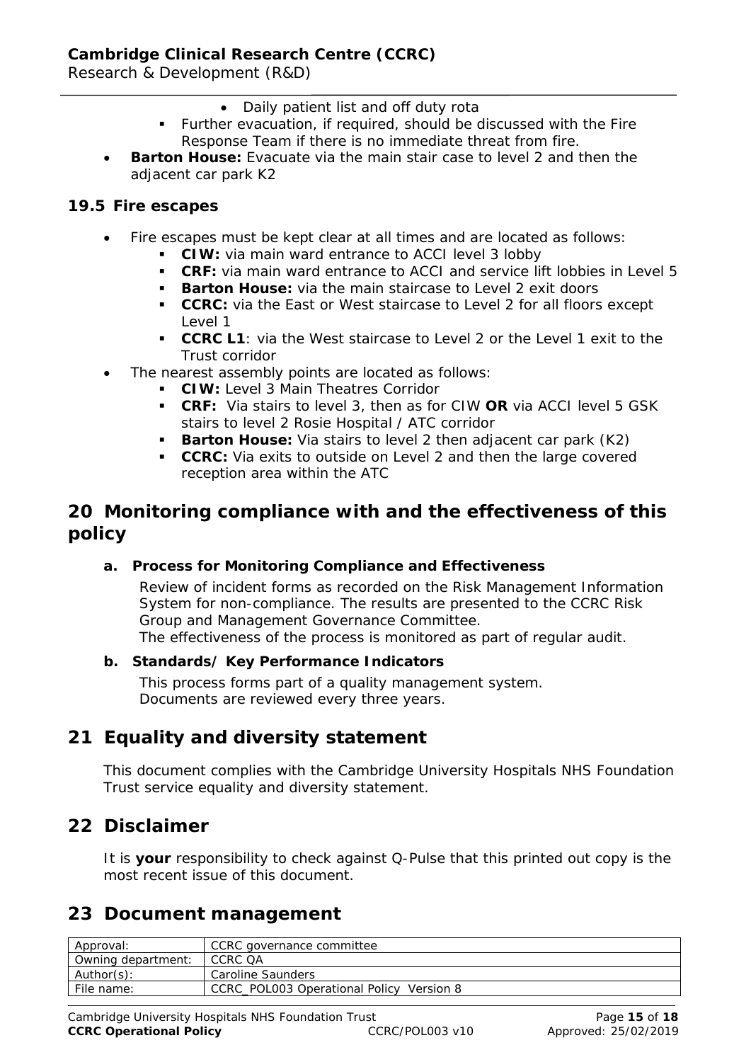- Daily patient list and off duty rota
  - Further evacuation, if required, should be discussed with the Fire Response Team if there is no immediate threat from fire.
- **Barton House:** Evacuate via the main stair case to level 2 and then the adjacent car park K2

### 19.5 Fire escapes

- Fire escapes must be kept clear at all times and are located as follows:
  - **CIW:** via main ward entrance to ACCI level 3 lobby
  - **CRF:** via main ward entrance to ACCI and service lift lobbies in Level 5
  - **Barton House:** via the main staircase to Level 2 exit doors
  - **CCRC:** via the East or West staircase to Level 2 for all floors except Level 1
  - **CCRC L1**: via the West staircase to Level 2 or the Level 1 exit to the Trust corridor
- The nearest assembly points are located as follows:
  - **CIW:** Level 3 Main Theatres Corridor
  - **CRF:** Via stairs to level 3, then as for CIW **OR** via ACCI level 5 GSK stairs to level 2 Rosie Hospital / ATC corridor
  - **Barton House:** Via stairs to level 2 then adjacent car park (K2)
  - **CCRC:** Via exits to outside on Level 2 and then the large covered reception area within the ATC

## 20 Monitoring compliance with and the effectiveness of this policy

**a. Process for Monitoring Compliance and Effectiveness**

Review of incident forms as recorded on the Risk Management Information System for non-compliance. The results are presented to the CCRC Risk Group and Management Governance Committee.
The effectiveness of the process is monitored as part of regular audit.

**b. Standards/ Key Performance Indicators**

This process forms part of a quality management system.
Documents are reviewed every three years.

## 21 Equality and diversity statement

This document complies with the Cambridge University Hospitals NHS Foundation Trust service equality and diversity statement.

## 22 Disclaimer

It is **your** responsibility to check against Q-Pulse that this printed out copy is the most recent issue of this document.

## 23 Document management

| Approval: | CCRC governance committee |
|---|---|
| Owning department: | CCRC QA |
| Author(s): | Caroline Saunders |
| File name: | CCRC_POL003 Operational Policy Version 8 |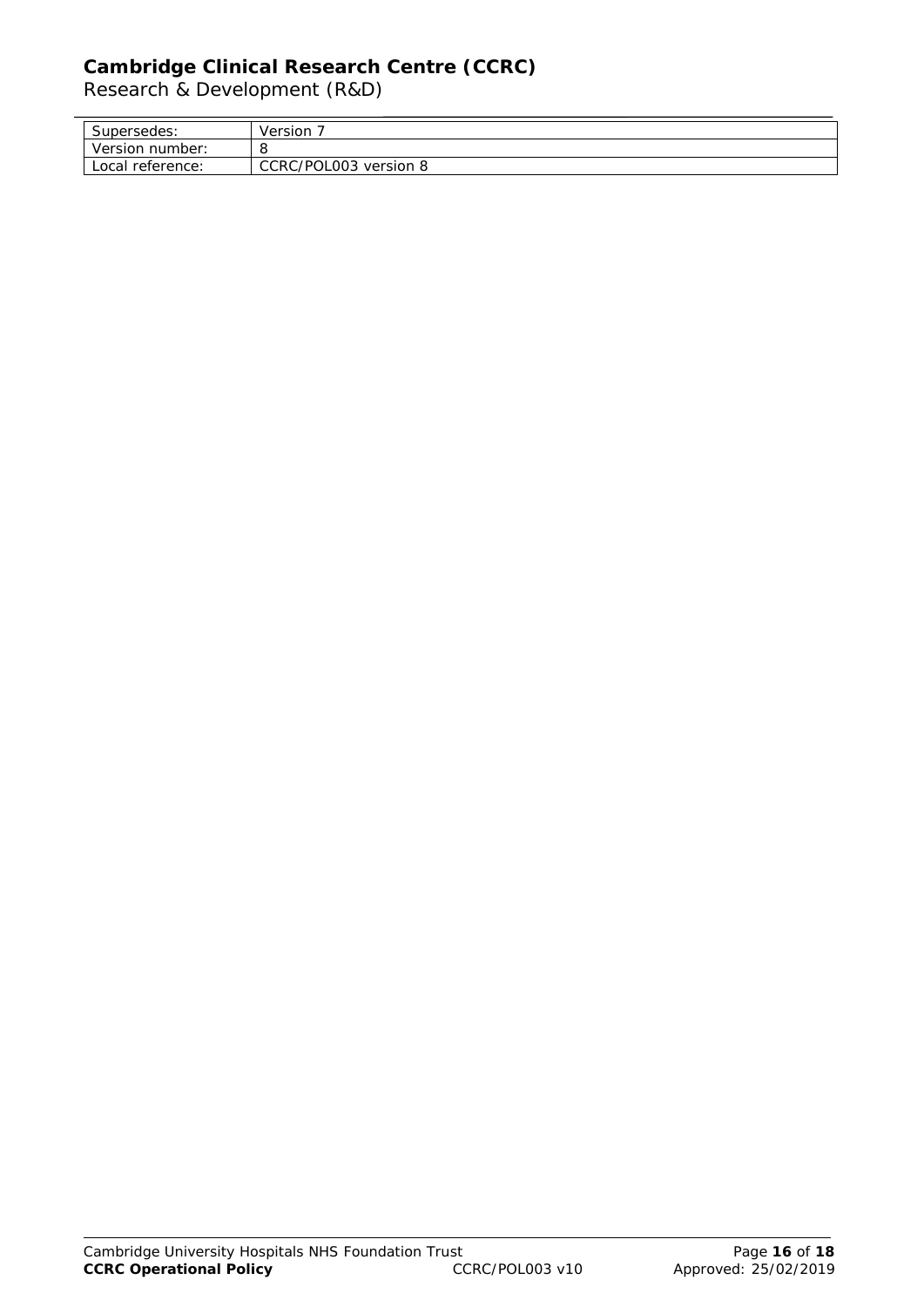| Supersedes: | Version 7 |
|---|---|
| Version number: | 8 |
| Local reference: | CCRC/POL003 version 8 |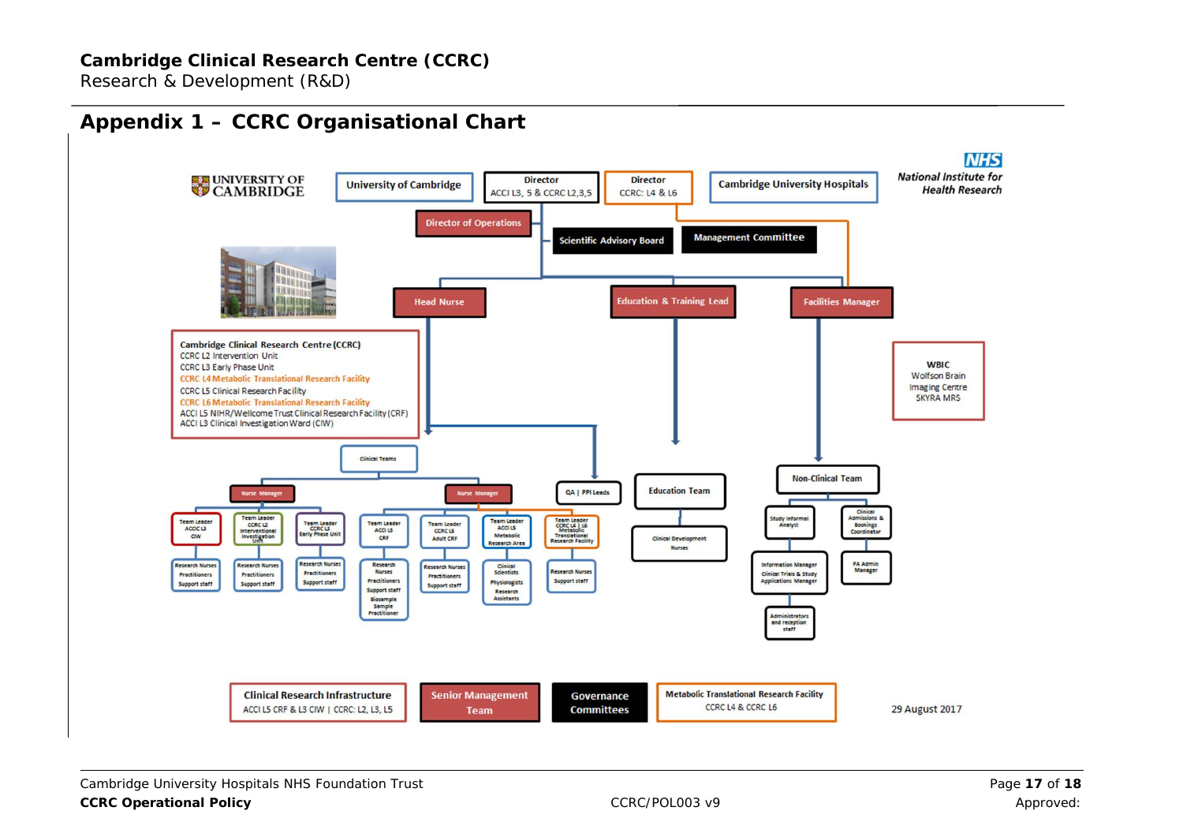## Appendix 1 – CCRC Organisational Chart

UNIVERSITY OF CAMBRIDGE

University of Cambridge

Director
ACCI L3, 5 & CCRC L2,3,5

Director
CCRC: L4 & L6

Cambridge University Hospitals

NHS
National Institute for Health Research

Director of Operations

Scientific Advisory Board

Management Committee

Head Nurse

Education & Training Lead

Facilities Manager

Cambridge Clinical Research Centre (CCRC)
CCRC L2 Intervention Unit
CCRC L3 Early Phase Unit
CCRC L4 Metabolic Translational Research Facility
CCRC L5 Clinical Research Facility
CCRC L6 Metabolic Translational Research Facility
ACCI L5 NIHR/Wellcome Trust Clinical Research Facility (CRF)
ACCI L3 Clinical Investigation Ward (CIW)

WBIC
Wolfson Brain Imaging Centre
SKYRA MRS

Clinical Teams

Nurse Manager

- Team Leader ACCI L3 CIW
  - Research Nurses, Practitioners, Support staff
- Team Leader CCRC L2 Interventional Investigation Unit
  - Research Nurses, Practitioners, Support staff
- Team Leader CCRC L3 Early Phase Unit
  - Research Nurses, Practitioners, Support staff

Nurse Manager

- Team Leader ACCI L5 CRF
  - Research Nurses, Practitioners, Support staff, Biosample Sample Practitioner
- Team Leader CCRC L5 Adult CRF
  - Research Nurses, Practitioners, Support staff
- Team Leader ACCI L5 Metabolic Research Area
  - Clinical Scientists, Physiologists, Research Assistants
- Team Leader CCRC L4 | L6 Metabolic Translational Research Facility
  - Research Nurses, Support staff

QA | PPI Leads

Education Team

- Clinical Development Nurses

Non-Clinical Team

- Study Informal Analyst
  - Information Manager, Clinical Trials & Study Applications Manager
    - Administrators and reception staff
- Clinical Admissions & Bookings Coordinator
  - PA Admin Manager

Key:

- Clinical Research Infrastructure: ACCI L5 CRF & L3 CIW | CCRC: L2, L3, L5
- Senior Management Team
- Governance Committees
- Metabolic Translational Research Facility: CCRC L4 & CCRC L6

29 August 2017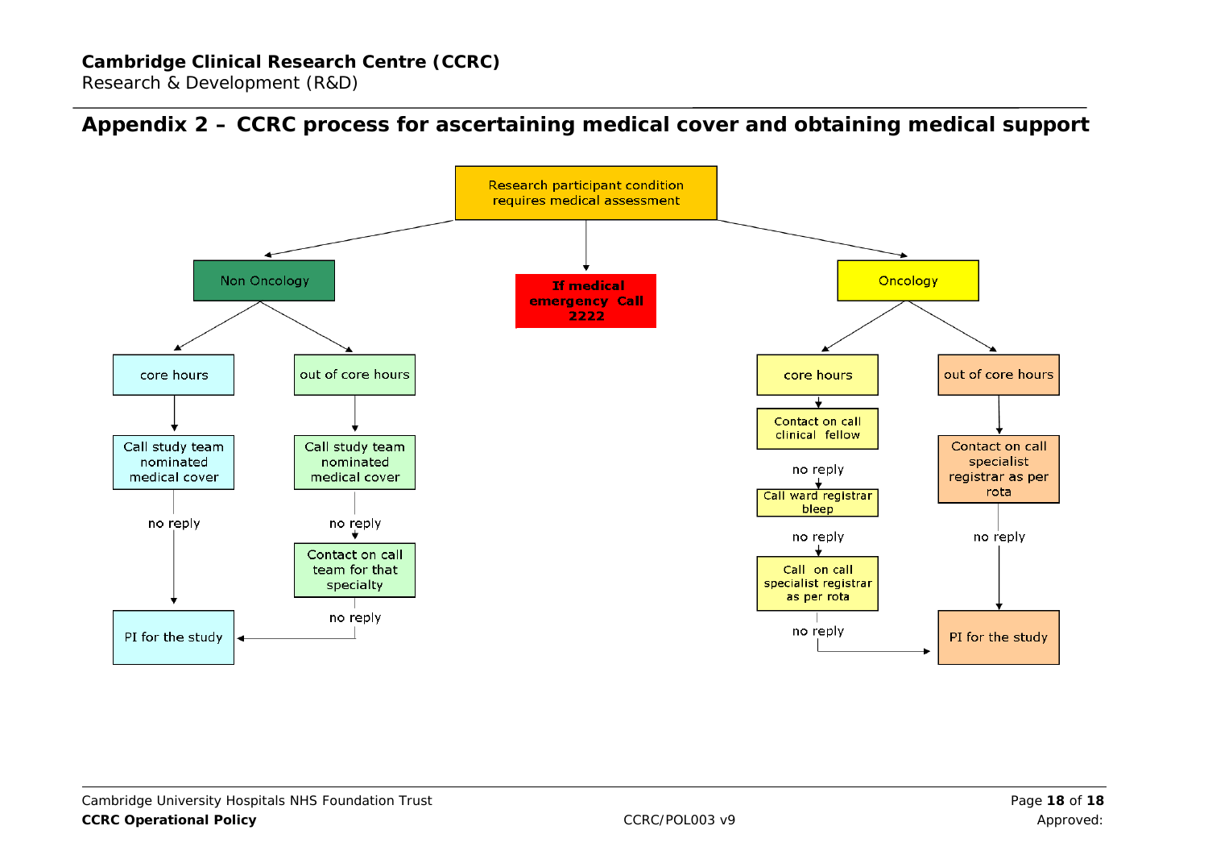## Appendix 2 – CCRC process for ascertaining medical cover and obtaining medical support

Research participant condition requires medical assessment

Non Oncology

If medical emergency Call 2222

Oncology

core hours

out of core hours

Call study team nominated medical cover

Call study team nominated medical cover

no reply

no reply

Contact on call team for that specialty

no reply

PI for the study

core hours

out of core hours

Contact on call clinical fellow

no reply

Call ward registrar bleep

no reply

Call on call specialist registrar as per rota

no reply

Contact on call specialist registrar as per rota

no reply

PI for the study